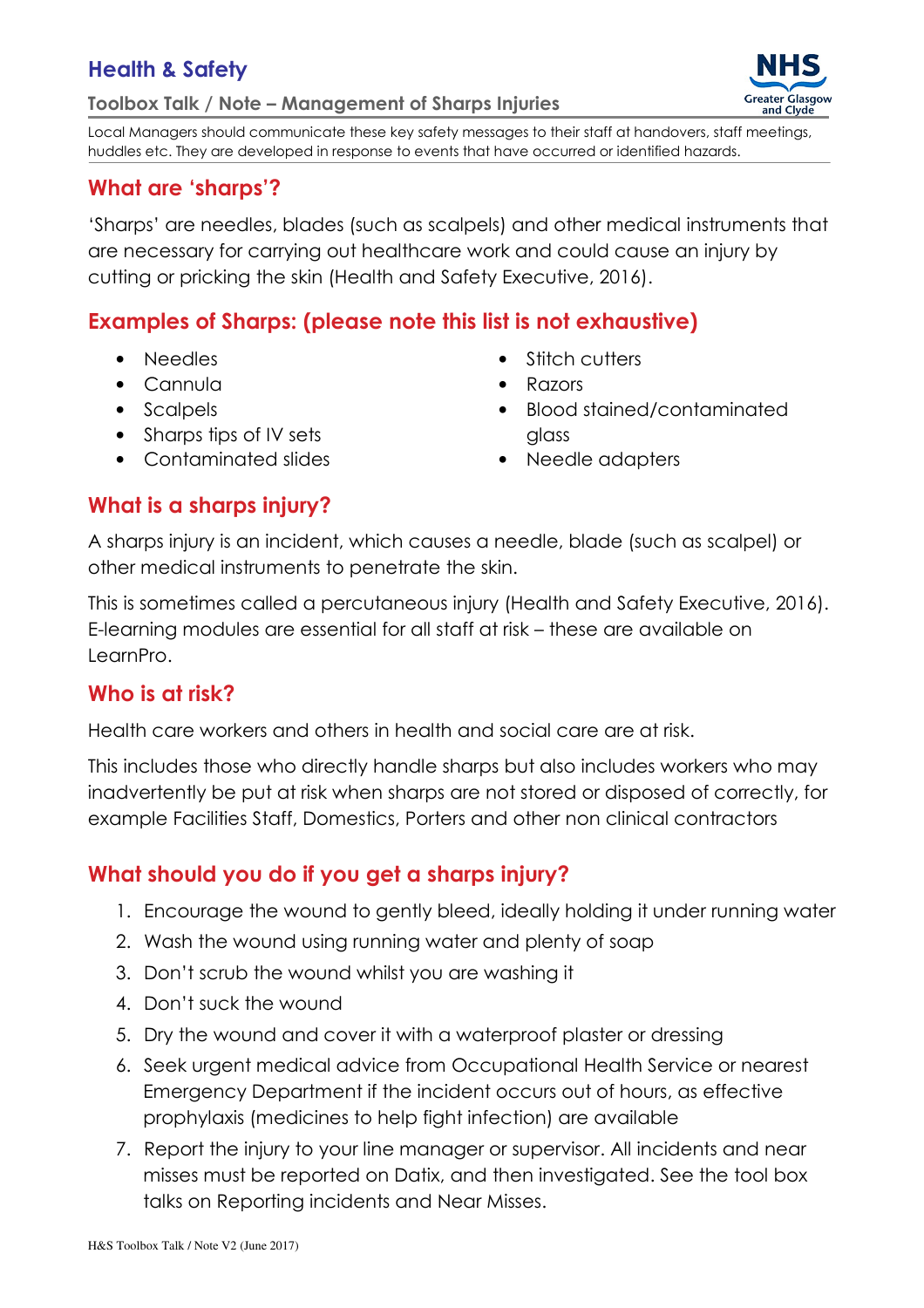# Health & Safety

## Toolbox Talk / Note – Management of Sharps Injuries

Local Managers should communicate these key safety messages to their staff at handovers, staff meetings, huddles etc. They are developed in response to events that have occurred or identified hazards.

## What are 'sharps'?

'Sharps' are needles, blades (such as scalpels) and other medical instruments that are necessary for carrying out healthcare work and could cause an injury by cutting or pricking the skin (Health and Safety Executive, 2016).

## Examples of Sharps: (please note this list is not exhaustive)

- Needles
- Cannula
- Scalpels
- Sharps tips of IV sets
- Contaminated slides
- Stitch cutters
- Razors
- Blood stained/contaminated glass
- Needle adapters

## What is a sharps injury?

A sharps injury is an incident, which causes a needle, blade (such as scalpel) or other medical instruments to penetrate the skin.

This is sometimes called a percutaneous injury (Health and Safety Executive, 2016). E-learning modules are essential for all staff at risk – these are available on LearnPro.

## Who is at risk?

Health care workers and others in health and social care are at risk.

This includes those who directly handle sharps but also includes workers who may inadvertently be put at risk when sharps are not stored or disposed of correctly, for example Facilities Staff, Domestics, Porters and other non clinical contractors

## What should you do if you get a sharps injury?

1. Encourage the wound to gently bleed, ideally holding it under running water
2. Wash the wound using running water and plenty of soap
3. Don't scrub the wound whilst you are washing it
4. Don't suck the wound
5. Dry the wound and cover it with a waterproof plaster or dressing
6. Seek urgent medical advice from Occupational Health Service or nearest Emergency Department if the incident occurs out of hours, as effective prophylaxis (medicines to help fight infection) are available
7. Report the injury to your line manager or supervisor. All incidents and near misses must be reported on Datix, and then investigated. See the tool box talks on Reporting incidents and Near Misses.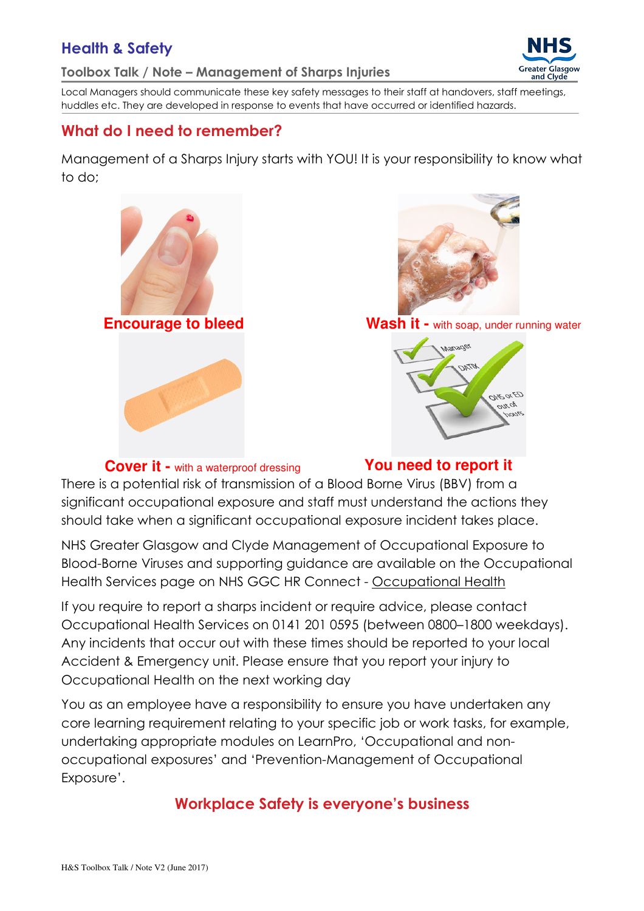# Health & Safety

**Toolbox Talk / Note – Management of Sharps Injuries**

Local Managers should communicate these key safety messages to their staff at handovers, staff meetings, huddles etc. They are developed in response to events that have occurred or identified hazards.

## What do I need to remember?

Management of a Sharps Injury starts with YOU! It is your responsibility to know what to do;

**Encourage to bleed**

**Wash it -** with soap, under running water

Manager

DATIX

OHS or ED out of hours

**Cover it -** with a waterproof dressing

**You need to report it**

There is a potential risk of transmission of a Blood Borne Virus (BBV) from a significant occupational exposure and staff must understand the actions they should take when a significant occupational exposure incident takes place.

NHS Greater Glasgow and Clyde Management of Occupational Exposure to Blood-Borne Viruses and supporting guidance are available on the Occupational Health Services page on NHS GGC HR Connect - Occupational Health

If you require to report a sharps incident or require advice, please contact Occupational Health Services on 0141 201 0595 (between 0800–1800 weekdays). Any incidents that occur out with these times should be reported to your local Accident & Emergency unit. Please ensure that you report your injury to Occupational Health on the next working day

You as an employee have a responsibility to ensure you have undertaken any core learning requirement relating to your specific job or work tasks, for example, undertaking appropriate modules on LearnPro, 'Occupational and non-occupational exposures' and 'Prevention-Management of Occupational Exposure'.

**Workplace Safety is everyone's business**